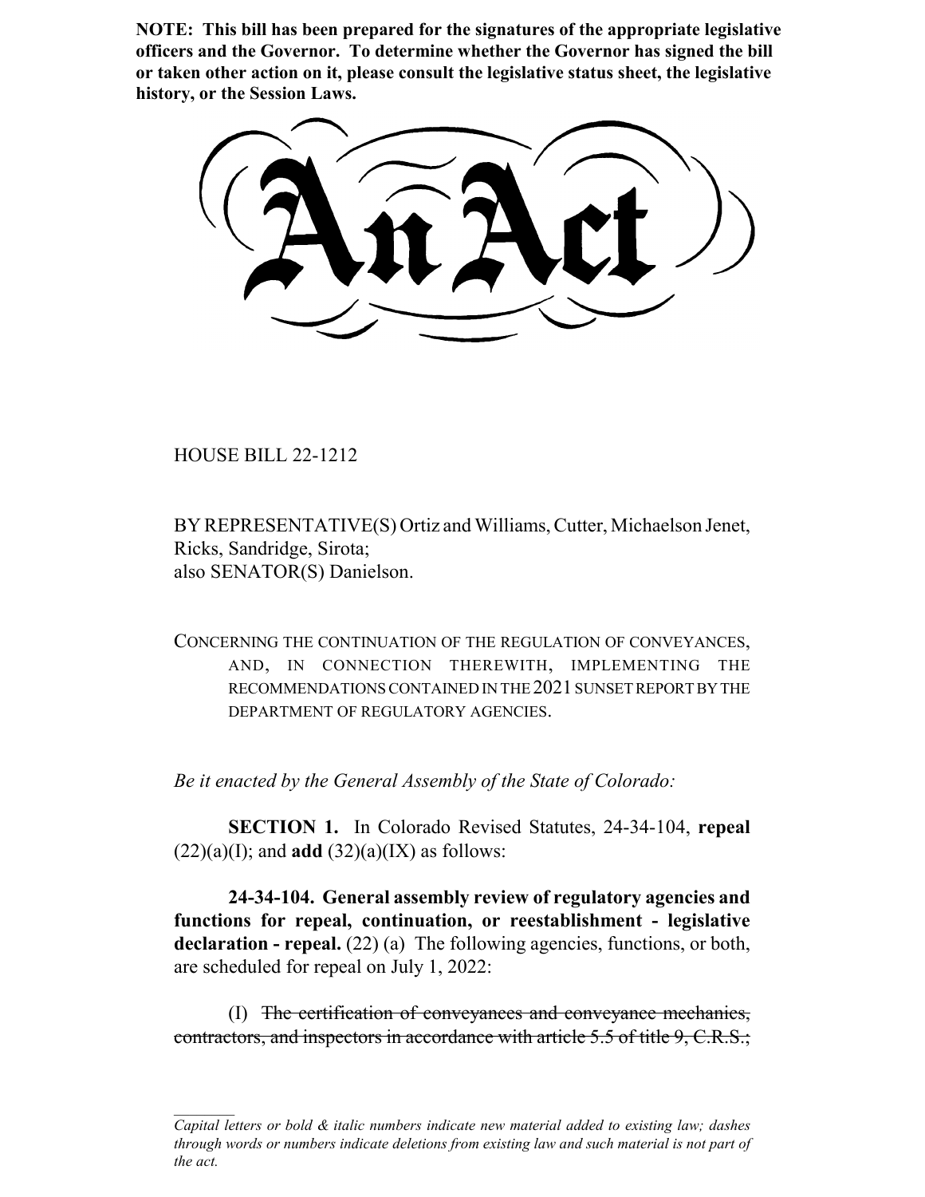**NOTE: This bill has been prepared for the signatures of the appropriate legislative officers and the Governor. To determine whether the Governor has signed the bill or taken other action on it, please consult the legislative status sheet, the legislative history, or the Session Laws.**

# An Act

HOUSE BILL 22-1212

BY REPRESENTATIVE(S) Ortiz and Williams, Cutter, Michaelson Jenet, Ricks, Sandridge, Sirota;
also SENATOR(S) Danielson.

CONCERNING THE CONTINUATION OF THE REGULATION OF CONVEYANCES, AND, IN CONNECTION THEREWITH, IMPLEMENTING THE RECOMMENDATIONS CONTAINED IN THE 2021 SUNSET REPORT BY THE DEPARTMENT OF REGULATORY AGENCIES.

*Be it enacted by the General Assembly of the State of Colorado:*

**SECTION 1.** In Colorado Revised Statutes, 24-34-104, **repeal** (22)(a)(I); and **add** (32)(a)(IX) as follows:

**24-34-104. General assembly review of regulatory agencies and functions for repeal, continuation, or reestablishment - legislative declaration - repeal.** (22) (a) The following agencies, functions, or both, are scheduled for repeal on July 1, 2022:

(I) ~~The certification of conveyances and conveyance mechanics, contractors, and inspectors in accordance with article 5.5 of title 9, C.R.S.;~~

---

*Capital letters or bold & italic numbers indicate new material added to existing law; dashes through words or numbers indicate deletions from existing law and such material is not part of the act.*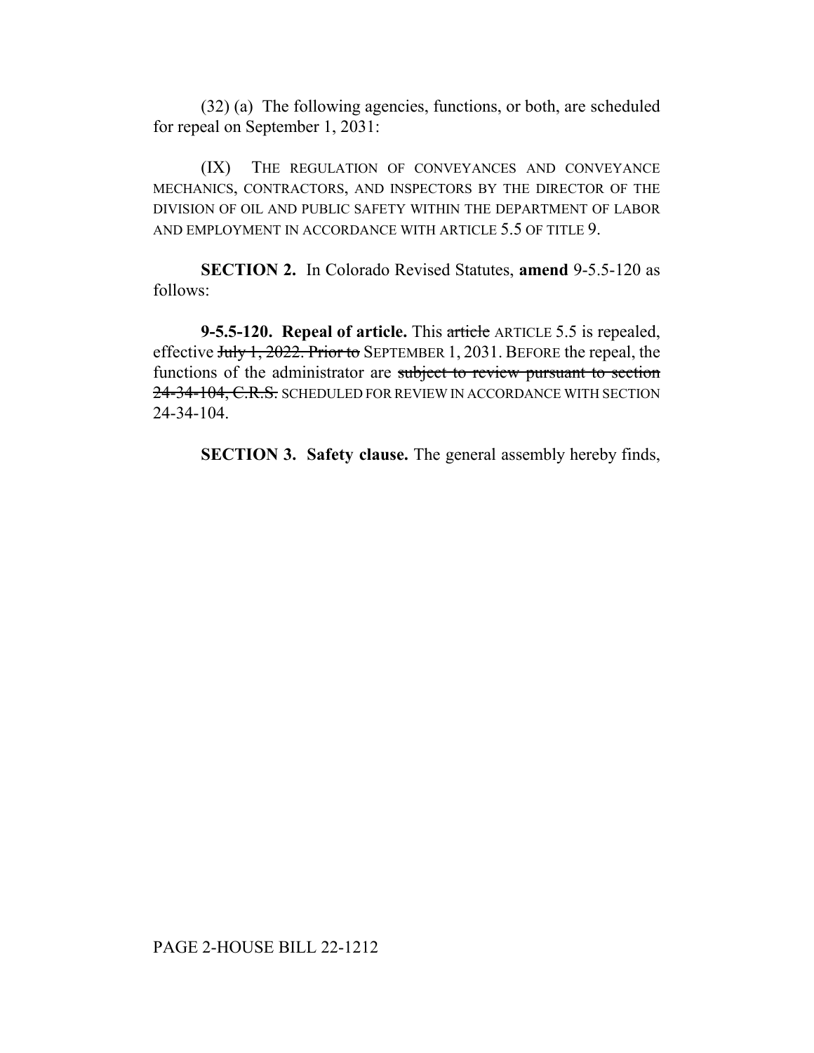(32) (a) The following agencies, functions, or both, are scheduled for repeal on September 1, 2031:

(IX) THE REGULATION OF CONVEYANCES AND CONVEYANCE MECHANICS, CONTRACTORS, AND INSPECTORS BY THE DIRECTOR OF THE DIVISION OF OIL AND PUBLIC SAFETY WITHIN THE DEPARTMENT OF LABOR AND EMPLOYMENT IN ACCORDANCE WITH ARTICLE 5.5 OF TITLE 9.

**SECTION 2.** In Colorado Revised Statutes, **amend** 9-5.5-120 as follows:

**9-5.5-120. Repeal of article.** This ~~article~~ ARTICLE 5.5 is repealed, effective ~~July 1, 2022. Prior to~~ SEPTEMBER 1, 2031. BEFORE the repeal, the functions of the administrator are ~~subject to review pursuant to section 24-34-104, C.R.S.~~ SCHEDULED FOR REVIEW IN ACCORDANCE WITH SECTION 24-34-104.

**SECTION 3. Safety clause.** The general assembly hereby finds,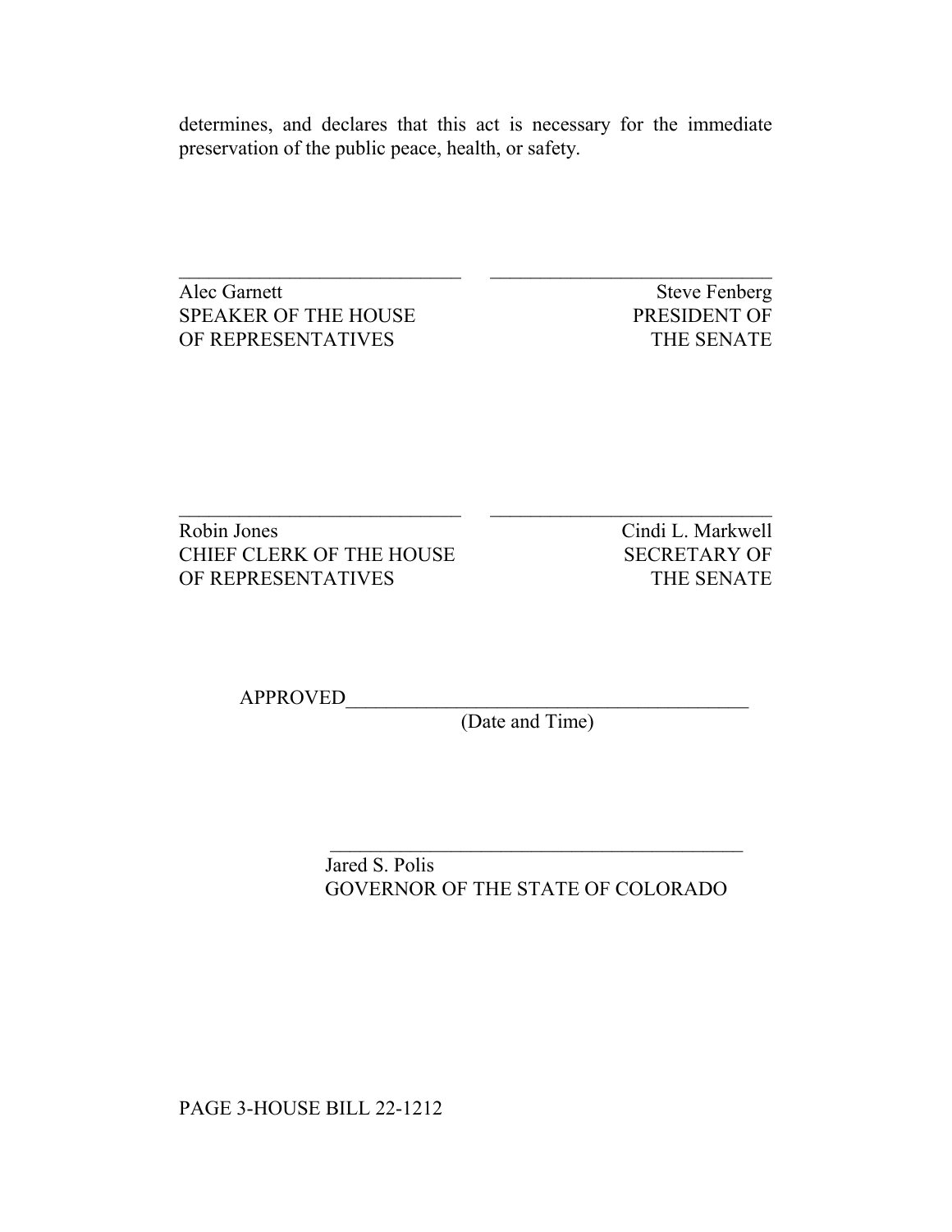determines, and declares that this act is necessary for the immediate preservation of the public peace, health, or safety.

\_\_\_\_\_\_\_\_\_\_\_\_\_\_\_\_\_\_\_\_\_\_\_\_\_\_\_\_
Alec Garnett
SPEAKER OF THE HOUSE
OF REPRESENTATIVES

\_\_\_\_\_\_\_\_\_\_\_\_\_\_\_\_\_\_\_\_\_\_\_\_\_\_\_\_
Steve Fenberg
PRESIDENT OF
THE SENATE

\_\_\_\_\_\_\_\_\_\_\_\_\_\_\_\_\_\_\_\_\_\_\_\_\_\_\_\_
Robin Jones
CHIEF CLERK OF THE HOUSE
OF REPRESENTATIVES

\_\_\_\_\_\_\_\_\_\_\_\_\_\_\_\_\_\_\_\_\_\_\_\_\_\_\_\_
Cindi L. Markwell
SECRETARY OF
THE SENATE

APPROVED\_\_\_\_\_\_\_\_\_\_\_\_\_\_\_\_\_\_\_\_\_\_\_\_\_\_\_\_\_\_\_\_\_\_\_\_\_\_\_\_
(Date and Time)

\_\_\_\_\_\_\_\_\_\_\_\_\_\_\_\_\_\_\_\_\_\_\_\_\_\_\_\_\_\_\_\_\_\_\_\_\_\_\_\_
Jared S. Polis
GOVERNOR OF THE STATE OF COLORADO

PAGE 3-HOUSE BILL 22-1212